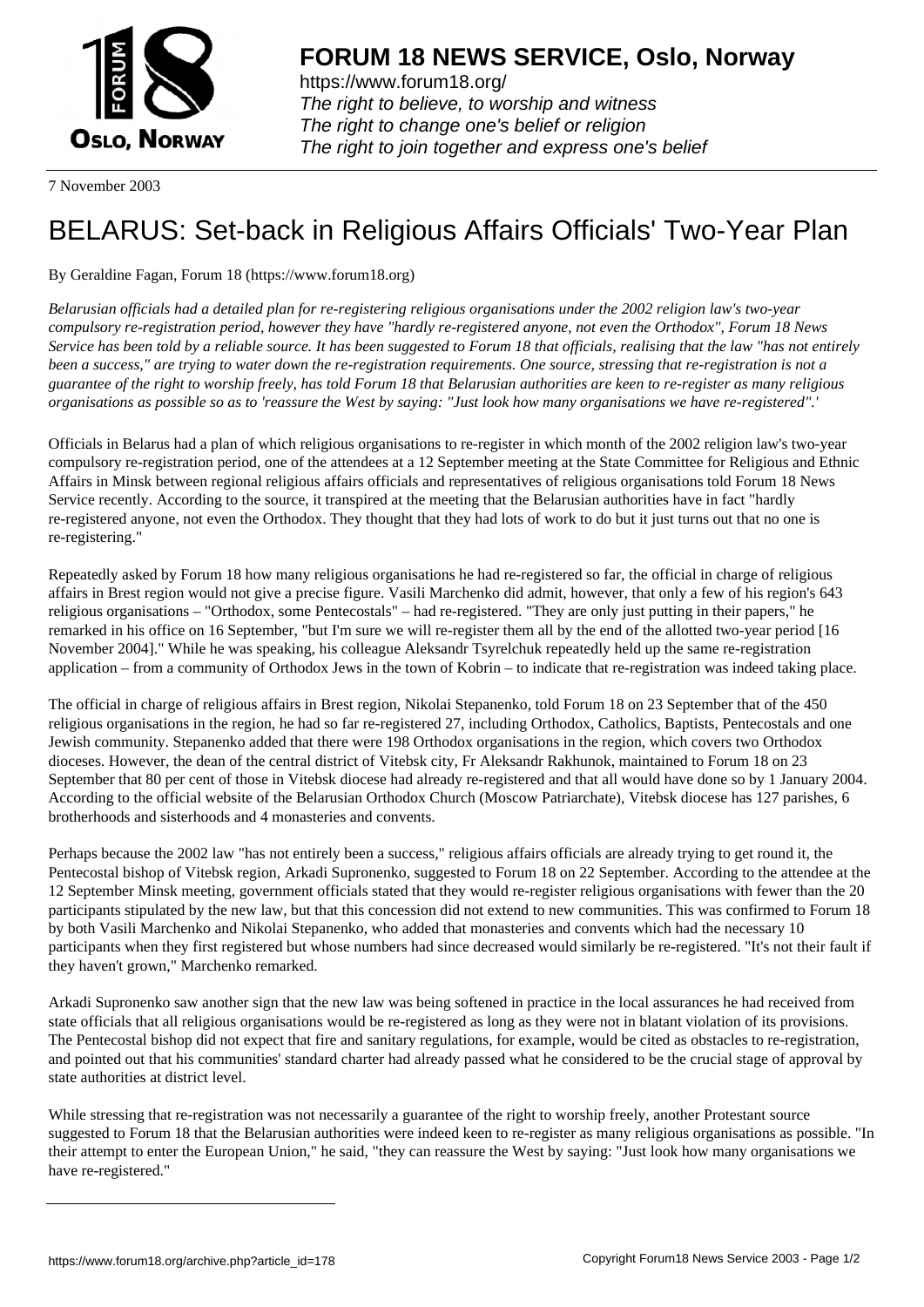7 November 2003

# BELARUS: Set-back in Religious Affairs Officials' Two-Year Plan

By Geraldine Fagan, Forum 18 (https://www.forum18.org)

*Belarusian officials had a detailed plan for re-registering religious organisations under the 2002 religion law's two-year compulsory re-registration period, however they have "hardly re-registered anyone, not even the Orthodox", Forum 18 News Service has been told by a reliable source. It has been suggested to Forum 18 that officials, realising that the law "has not entirely been a success," are trying to water down the re-registration requirements. One source, stressing that re-registration is not a guarantee of the right to worship freely, has told Forum 18 that Belarusian authorities are keen to re-register as many religious organisations as possible so as to 'reassure the West by saying: "Just look how many organisations we have re-registered".'*

Officials in Belarus had a plan of which religious organisations to re-register in which month of the 2002 religion law's two-year compulsory re-registration period, one of the attendees at a 12 September meeting at the State Committee for Religious and Ethnic Affairs in Minsk between regional religious affairs officials and representatives of religious organisations told Forum 18 News Service recently. According to the source, it transpired at the meeting that the Belarusian authorities have in fact "hardly re-registered anyone, not even the Orthodox. They thought that they had lots of work to do but it just turns out that no one is re-registering."

Repeatedly asked by Forum 18 how many religious organisations he had re-registered so far, the official in charge of religious affairs in Brest region would not give a precise figure. Vasili Marchenko did admit, however, that only a few of his region's 643 religious organisations – "Orthodox, some Pentecostals" – had re-registered. "They are only just putting in their papers," he remarked in his office on 16 September, "but I'm sure we will re-register them all by the end of the allotted two-year period [16 November 2004]." While he was speaking, his colleague Aleksandr Tsyrelchuk repeatedly held up the same re-registration application – from a community of Orthodox Jews in the town of Kobrin – to indicate that re-registration was indeed taking place.

The official in charge of religious affairs in Brest region, Nikolai Stepanenko, told Forum 18 on 23 September that of the 450 religious organisations in the region, he had so far re-registered 27, including Orthodox, Catholics, Baptists, Pentecostals and one Jewish community. Stepanenko added that there were 198 Orthodox organisations in the region, which covers two Orthodox dioceses. However, the dean of the central district of Vitebsk city, Fr Aleksandr Rakhunok, maintained to Forum 18 on 23 September that 80 per cent of those in Vitebsk diocese had already re-registered and that all would have done so by 1 January 2004. According to the official website of the Belarusian Orthodox Church (Moscow Patriarchate), Vitebsk diocese has 127 parishes, 6 brotherhoods and sisterhoods and 4 monasteries and convents.

Perhaps because the 2002 law "has not entirely been a success," religious affairs officials are already trying to get round it, the Pentecostal bishop of Vitebsk region, Arkadi Supronenko, suggested to Forum 18 on 22 September. According to the attendee at the 12 September Minsk meeting, government officials stated that they would re-register religious organisations with fewer than the 20 participants stipulated by the new law, but that this concession did not extend to new communities. This was confirmed to Forum 18 by both Vasili Marchenko and Nikolai Stepanenko, who added that monasteries and convents which had the necessary 10 participants when they first registered but whose numbers had since decreased would similarly be re-registered. "It's not their fault if they haven't grown," Marchenko remarked.

Arkadi Supronenko saw another sign that the new law was being softened in practice in the local assurances he had received from state officials that all religious organisations would be re-registered as long as they were not in blatant violation of its provisions. The Pentecostal bishop did not expect that fire and sanitary regulations, for example, would be cited as obstacles to re-registration, and pointed out that his communities' standard charter had already passed what he considered to be the crucial stage of approval by state authorities at district level.

While stressing that re-registration was not necessarily a guarantee of the right to worship freely, another Protestant source suggested to Forum 18 that the Belarusian authorities were indeed keen to re-register as many religious organisations as possible. "In their attempt to enter the European Union," he said, "they can reassure the West by saying: "Just look how many organisations we have re-registered."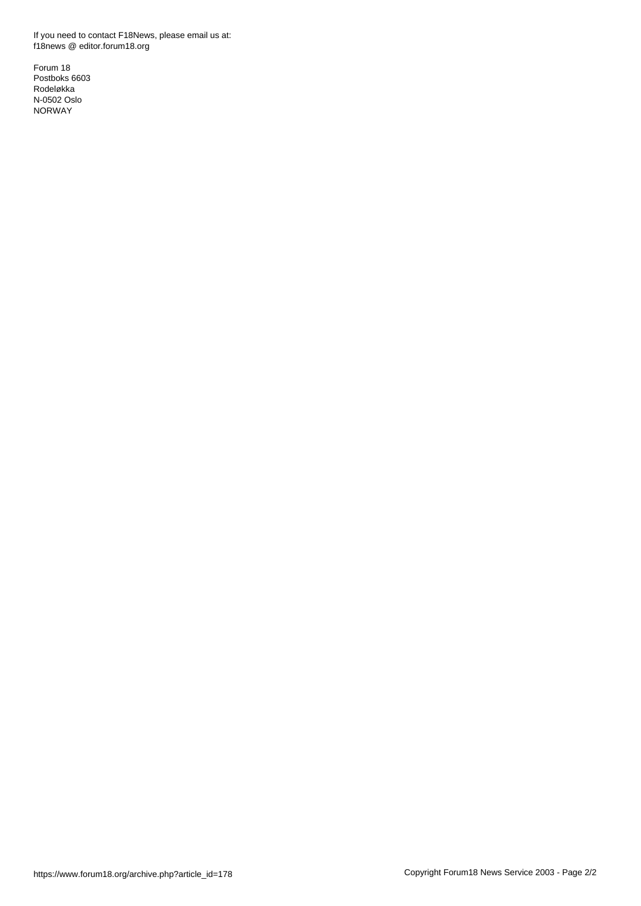If you need to contact F18News, please email us at:
f18news @ editor.forum18.org

Forum 18
Postboks 6603
Rodeløkka
N-0502 Oslo
NORWAY